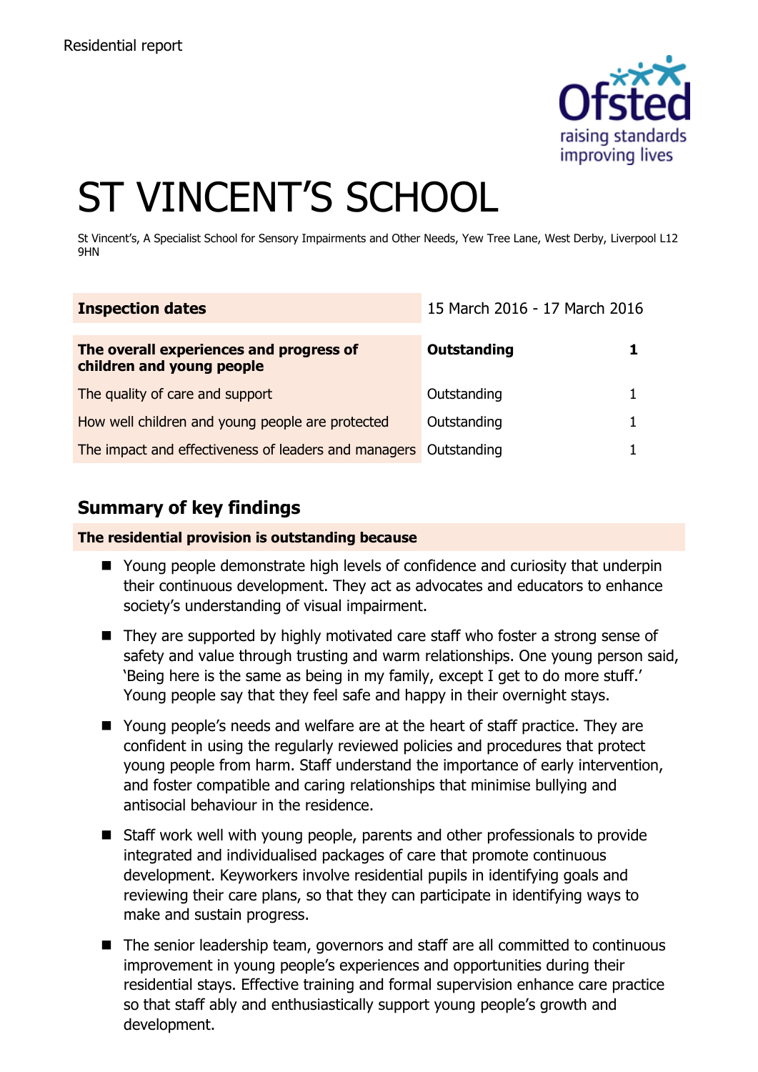Residential report

# ST VINCENT'S SCHOOL

St Vincent's, A Specialist School for Sensory Impairments and Other Needs, Yew Tree Lane, West Derby, Liverpool L12 9HN

| **Inspection dates** | 15 March 2016 - 17 March 2016 | |
|---|---|---|
| **The overall experiences and progress of children and young people** | **Outstanding** | **1** |
| The quality of care and support | Outstanding | 1 |
| How well children and young people are protected | Outstanding | 1 |
| The impact and effectiveness of leaders and managers | Outstanding | 1 |

## Summary of key findings

**The residential provision is outstanding because**

- Young people demonstrate high levels of confidence and curiosity that underpin their continuous development. They act as advocates and educators to enhance society's understanding of visual impairment.
- They are supported by highly motivated care staff who foster a strong sense of safety and value through trusting and warm relationships. One young person said, 'Being here is the same as being in my family, except I get to do more stuff.' Young people say that they feel safe and happy in their overnight stays.
- Young people's needs and welfare are at the heart of staff practice. They are confident in using the regularly reviewed policies and procedures that protect young people from harm. Staff understand the importance of early intervention, and foster compatible and caring relationships that minimise bullying and antisocial behaviour in the residence.
- Staff work well with young people, parents and other professionals to provide integrated and individualised packages of care that promote continuous development. Keyworkers involve residential pupils in identifying goals and reviewing their care plans, so that they can participate in identifying ways to make and sustain progress.
- The senior leadership team, governors and staff are all committed to continuous improvement in young people's experiences and opportunities during their residential stays. Effective training and formal supervision enhance care practice so that staff ably and enthusiastically support young people's growth and development.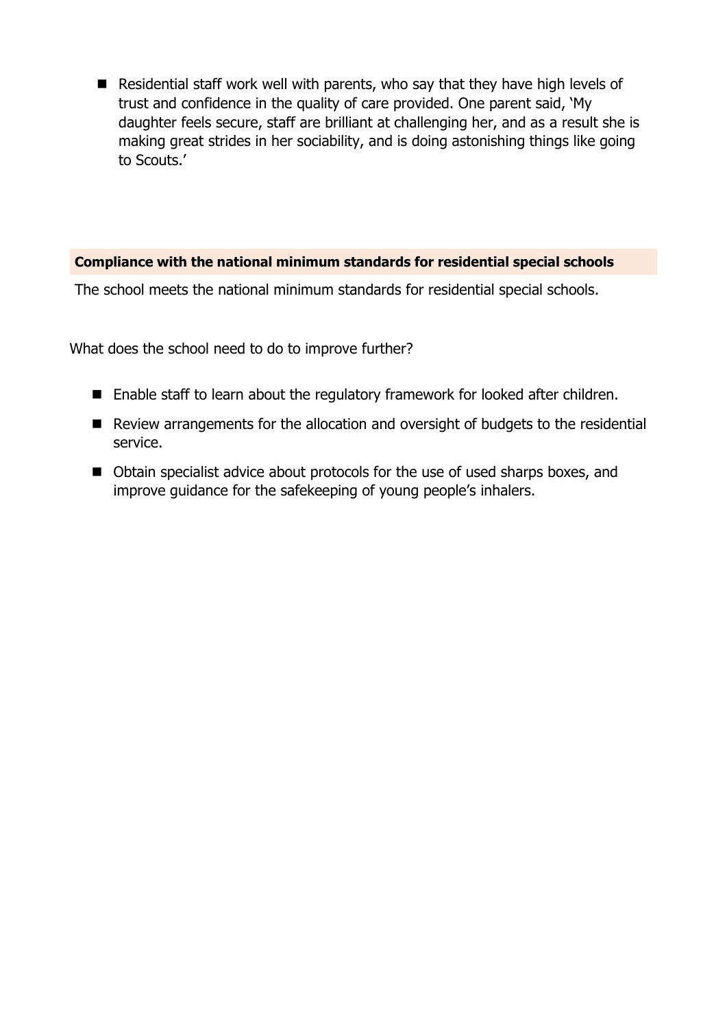- Residential staff work well with parents, who say that they have high levels of trust and confidence in the quality of care provided. One parent said, 'My daughter feels secure, staff are brilliant at challenging her, and as a result she is making great strides in her sociability, and is doing astonishing things like going to Scouts.'

**Compliance with the national minimum standards for residential special schools**

The school meets the national minimum standards for residential special schools.

What does the school need to do to improve further?

- Enable staff to learn about the regulatory framework for looked after children.
- Review arrangements for the allocation and oversight of budgets to the residential service.
- Obtain specialist advice about protocols for the use of used sharps boxes, and improve guidance for the safekeeping of young people's inhalers.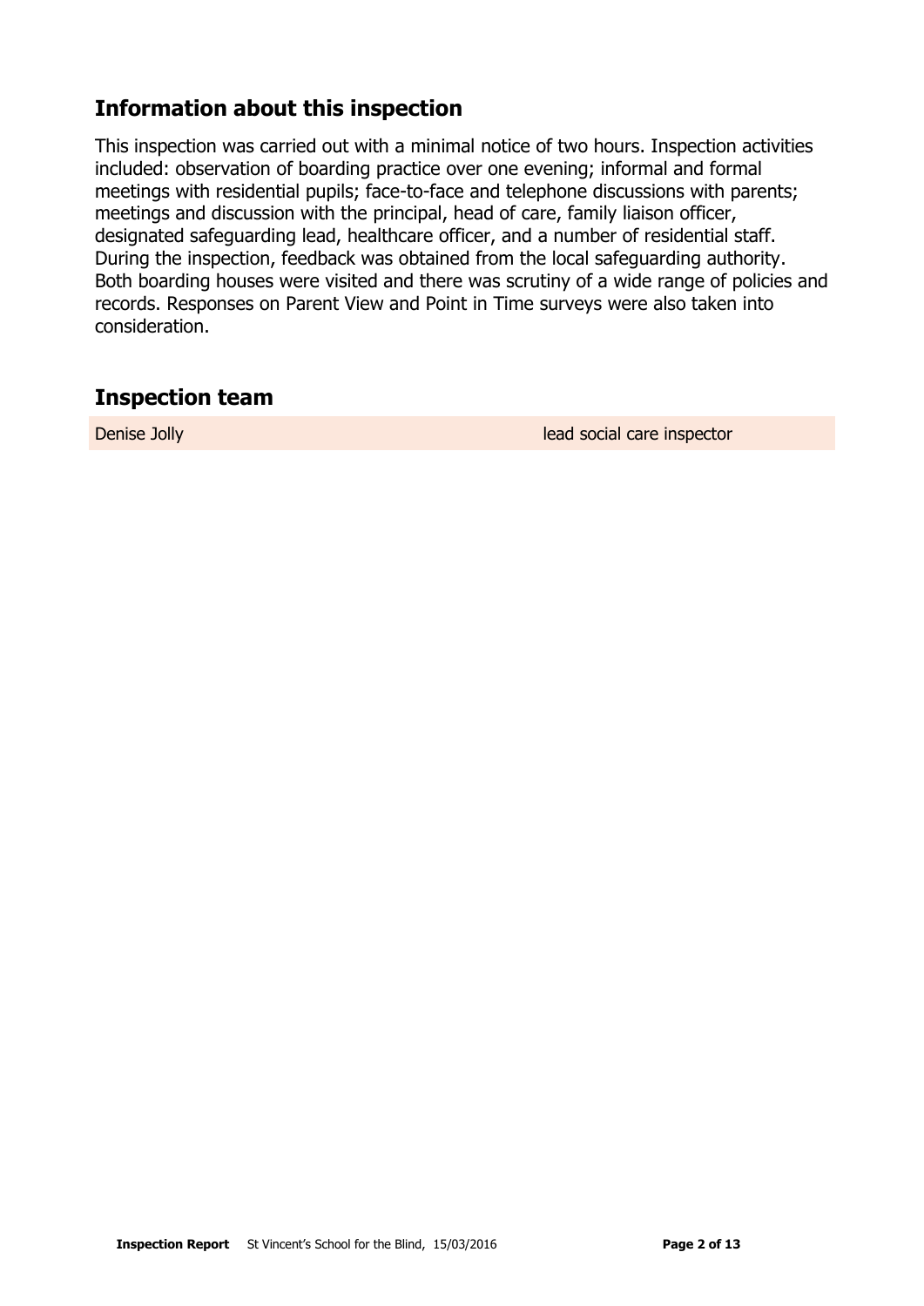## Information about this inspection

This inspection was carried out with a minimal notice of two hours. Inspection activities included: observation of boarding practice over one evening; informal and formal meetings with residential pupils; face-to-face and telephone discussions with parents; meetings and discussion with the principal, head of care, family liaison officer, designated safeguarding lead, healthcare officer, and a number of residential staff. During the inspection, feedback was obtained from the local safeguarding authority. Both boarding houses were visited and there was scrutiny of a wide range of policies and records. Responses on Parent View and Point in Time surveys were also taken into consideration.

## Inspection team

| | |
|---|---|
| Denise Jolly | lead social care inspector |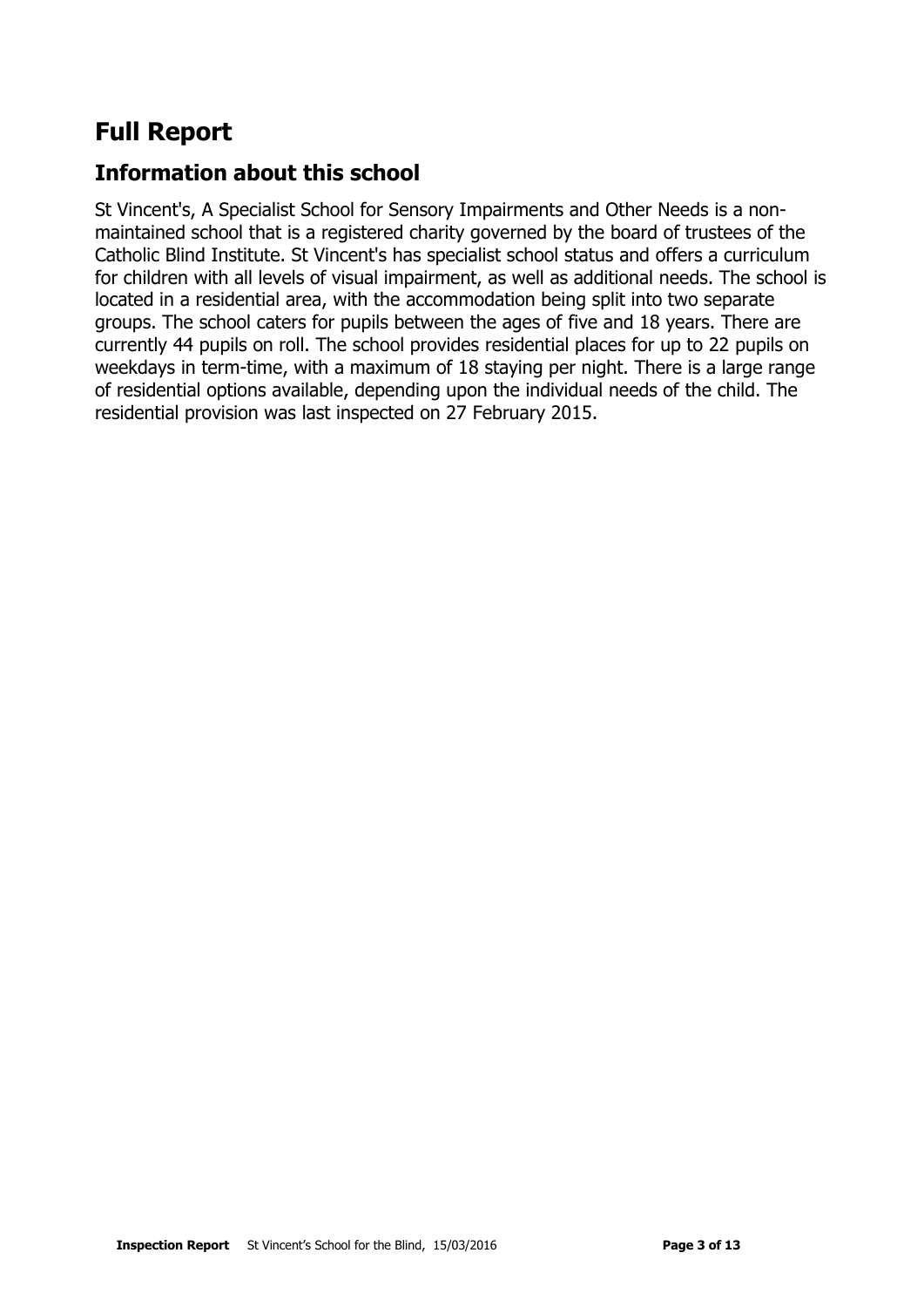# Full Report

## Information about this school

St Vincent's, A Specialist School for Sensory Impairments and Other Needs is a non-maintained school that is a registered charity governed by the board of trustees of the Catholic Blind Institute. St Vincent's has specialist school status and offers a curriculum for children with all levels of visual impairment, as well as additional needs. The school is located in a residential area, with the accommodation being split into two separate groups. The school caters for pupils between the ages of five and 18 years. There are currently 44 pupils on roll. The school provides residential places for up to 22 pupils on weekdays in term-time, with a maximum of 18 staying per night. There is a large range of residential options available, depending upon the individual needs of the child. The residential provision was last inspected on 27 February 2015.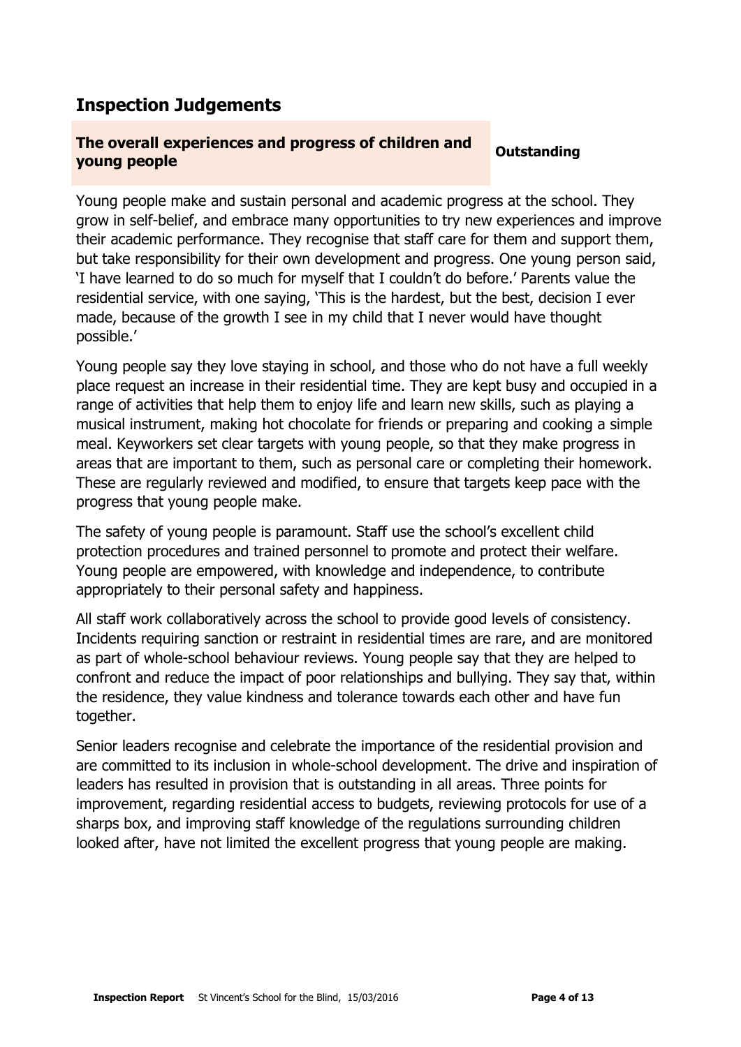## Inspection Judgements

| The overall experiences and progress of children and young people | Outstanding |
| --- | --- |

Young people make and sustain personal and academic progress at the school. They grow in self-belief, and embrace many opportunities to try new experiences and improve their academic performance. They recognise that staff care for them and support them, but take responsibility for their own development and progress. One young person said, 'I have learned to do so much for myself that I couldn't do before.' Parents value the residential service, with one saying, 'This is the hardest, but the best, decision I ever made, because of the growth I see in my child that I never would have thought possible.'

Young people say they love staying in school, and those who do not have a full weekly place request an increase in their residential time. They are kept busy and occupied in a range of activities that help them to enjoy life and learn new skills, such as playing a musical instrument, making hot chocolate for friends or preparing and cooking a simple meal. Keyworkers set clear targets with young people, so that they make progress in areas that are important to them, such as personal care or completing their homework. These are regularly reviewed and modified, to ensure that targets keep pace with the progress that young people make.

The safety of young people is paramount. Staff use the school's excellent child protection procedures and trained personnel to promote and protect their welfare. Young people are empowered, with knowledge and independence, to contribute appropriately to their personal safety and happiness.

All staff work collaboratively across the school to provide good levels of consistency. Incidents requiring sanction or restraint in residential times are rare, and are monitored as part of whole-school behaviour reviews. Young people say that they are helped to confront and reduce the impact of poor relationships and bullying. They say that, within the residence, they value kindness and tolerance towards each other and have fun together.

Senior leaders recognise and celebrate the importance of the residential provision and are committed to its inclusion in whole-school development. The drive and inspiration of leaders has resulted in provision that is outstanding in all areas. Three points for improvement, regarding residential access to budgets, reviewing protocols for use of a sharps box, and improving staff knowledge of the regulations surrounding children looked after, have not limited the excellent progress that young people are making.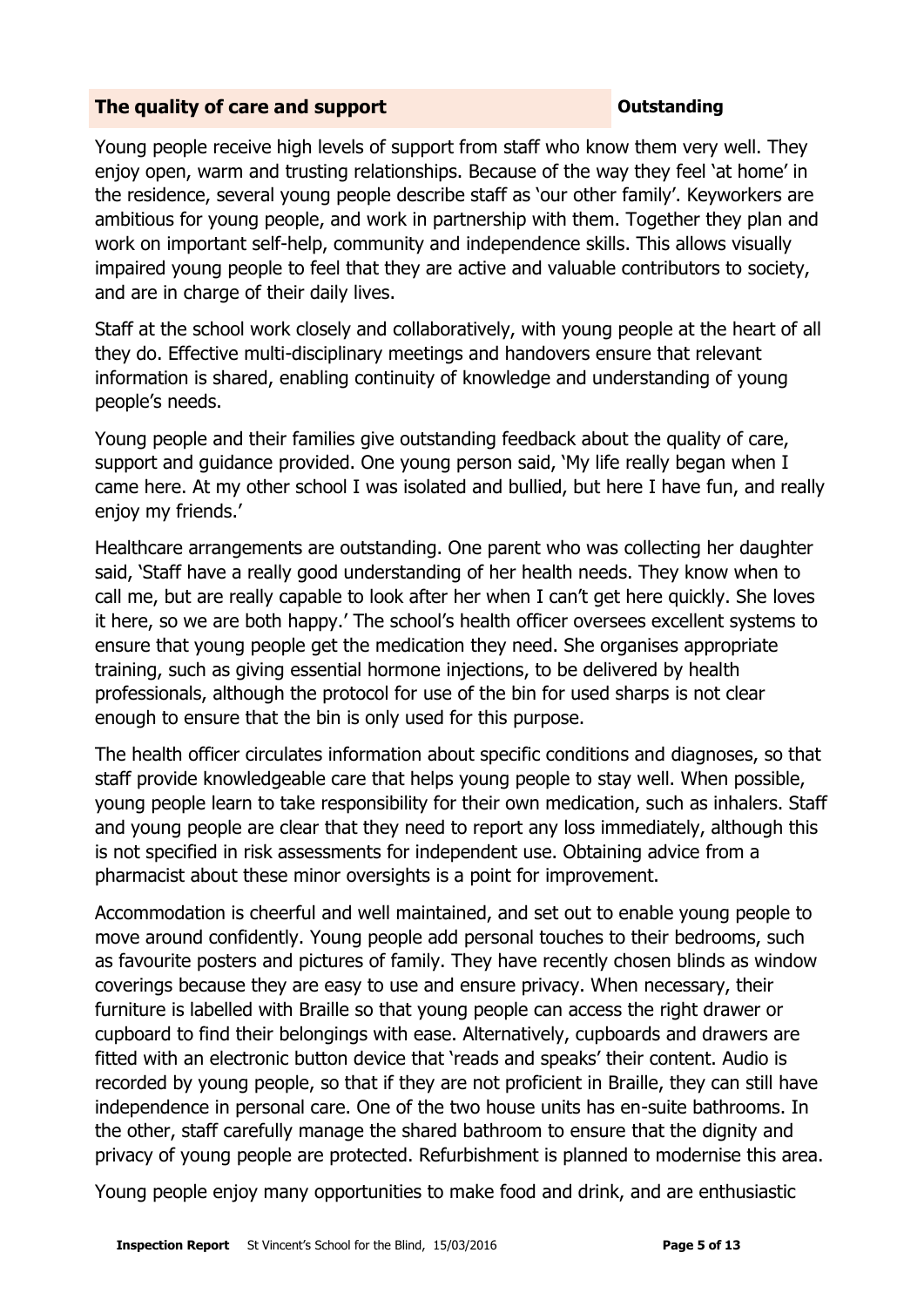## The quality of care and support — **Outstanding**

Young people receive high levels of support from staff who know them very well. They enjoy open, warm and trusting relationships. Because of the way they feel 'at home' in the residence, several young people describe staff as 'our other family'. Keyworkers are ambitious for young people, and work in partnership with them. Together they plan and work on important self-help, community and independence skills. This allows visually impaired young people to feel that they are active and valuable contributors to society, and are in charge of their daily lives.

Staff at the school work closely and collaboratively, with young people at the heart of all they do. Effective multi-disciplinary meetings and handovers ensure that relevant information is shared, enabling continuity of knowledge and understanding of young people's needs.

Young people and their families give outstanding feedback about the quality of care, support and guidance provided. One young person said, 'My life really began when I came here. At my other school I was isolated and bullied, but here I have fun, and really enjoy my friends.'

Healthcare arrangements are outstanding. One parent who was collecting her daughter said, 'Staff have a really good understanding of her health needs. They know when to call me, but are really capable to look after her when I can't get here quickly. She loves it here, so we are both happy.' The school's health officer oversees excellent systems to ensure that young people get the medication they need. She organises appropriate training, such as giving essential hormone injections, to be delivered by health professionals, although the protocol for use of the bin for used sharps is not clear enough to ensure that the bin is only used for this purpose.

The health officer circulates information about specific conditions and diagnoses, so that staff provide knowledgeable care that helps young people to stay well. When possible, young people learn to take responsibility for their own medication, such as inhalers. Staff and young people are clear that they need to report any loss immediately, although this is not specified in risk assessments for independent use. Obtaining advice from a pharmacist about these minor oversights is a point for improvement.

Accommodation is cheerful and well maintained, and set out to enable young people to move around confidently. Young people add personal touches to their bedrooms, such as favourite posters and pictures of family. They have recently chosen blinds as window coverings because they are easy to use and ensure privacy. When necessary, their furniture is labelled with Braille so that young people can access the right drawer or cupboard to find their belongings with ease. Alternatively, cupboards and drawers are fitted with an electronic button device that 'reads and speaks' their content. Audio is recorded by young people, so that if they are not proficient in Braille, they can still have independence in personal care. One of the two house units has en-suite bathrooms. In the other, staff carefully manage the shared bathroom to ensure that the dignity and privacy of young people are protected. Refurbishment is planned to modernise this area.

Young people enjoy many opportunities to make food and drink, and are enthusiastic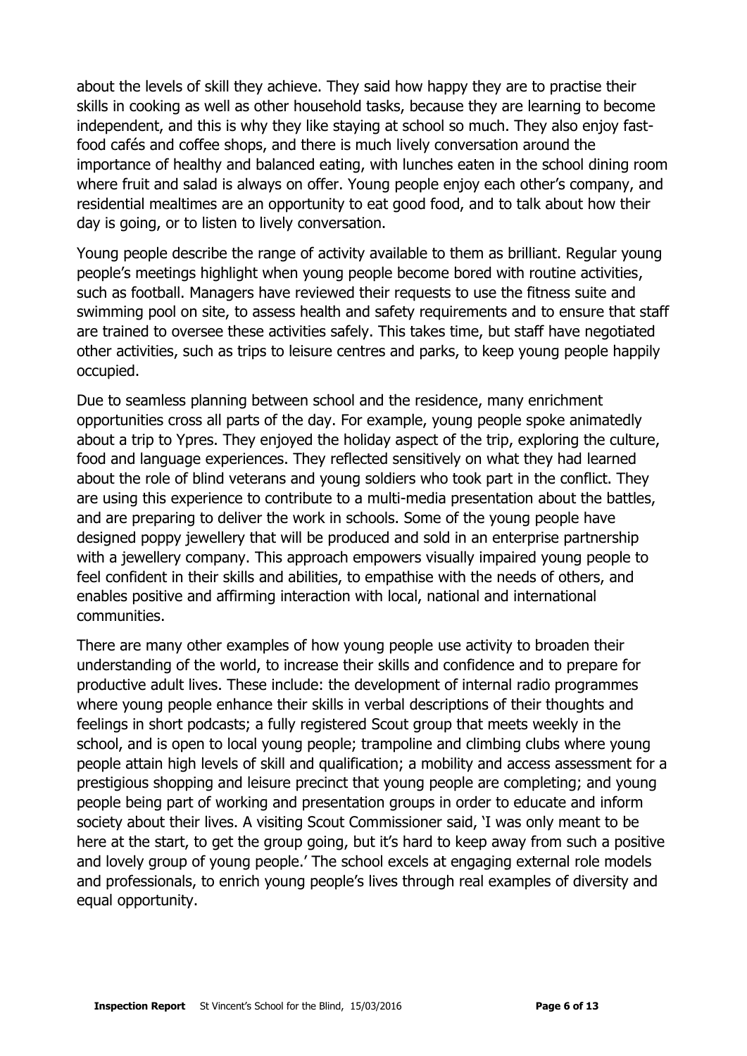about the levels of skill they achieve. They said how happy they are to practise their skills in cooking as well as other household tasks, because they are learning to become independent, and this is why they like staying at school so much. They also enjoy fast-food cafés and coffee shops, and there is much lively conversation around the importance of healthy and balanced eating, with lunches eaten in the school dining room where fruit and salad is always on offer. Young people enjoy each other's company, and residential mealtimes are an opportunity to eat good food, and to talk about how their day is going, or to listen to lively conversation.

Young people describe the range of activity available to them as brilliant. Regular young people's meetings highlight when young people become bored with routine activities, such as football. Managers have reviewed their requests to use the fitness suite and swimming pool on site, to assess health and safety requirements and to ensure that staff are trained to oversee these activities safely. This takes time, but staff have negotiated other activities, such as trips to leisure centres and parks, to keep young people happily occupied.

Due to seamless planning between school and the residence, many enrichment opportunities cross all parts of the day. For example, young people spoke animatedly about a trip to Ypres. They enjoyed the holiday aspect of the trip, exploring the culture, food and language experiences. They reflected sensitively on what they had learned about the role of blind veterans and young soldiers who took part in the conflict. They are using this experience to contribute to a multi-media presentation about the battles, and are preparing to deliver the work in schools. Some of the young people have designed poppy jewellery that will be produced and sold in an enterprise partnership with a jewellery company. This approach empowers visually impaired young people to feel confident in their skills and abilities, to empathise with the needs of others, and enables positive and affirming interaction with local, national and international communities.

There are many other examples of how young people use activity to broaden their understanding of the world, to increase their skills and confidence and to prepare for productive adult lives. These include: the development of internal radio programmes where young people enhance their skills in verbal descriptions of their thoughts and feelings in short podcasts; a fully registered Scout group that meets weekly in the school, and is open to local young people; trampoline and climbing clubs where young people attain high levels of skill and qualification; a mobility and access assessment for a prestigious shopping and leisure precinct that young people are completing; and young people being part of working and presentation groups in order to educate and inform society about their lives. A visiting Scout Commissioner said, 'I was only meant to be here at the start, to get the group going, but it's hard to keep away from such a positive and lovely group of young people.' The school excels at engaging external role models and professionals, to enrich young people's lives through real examples of diversity and equal opportunity.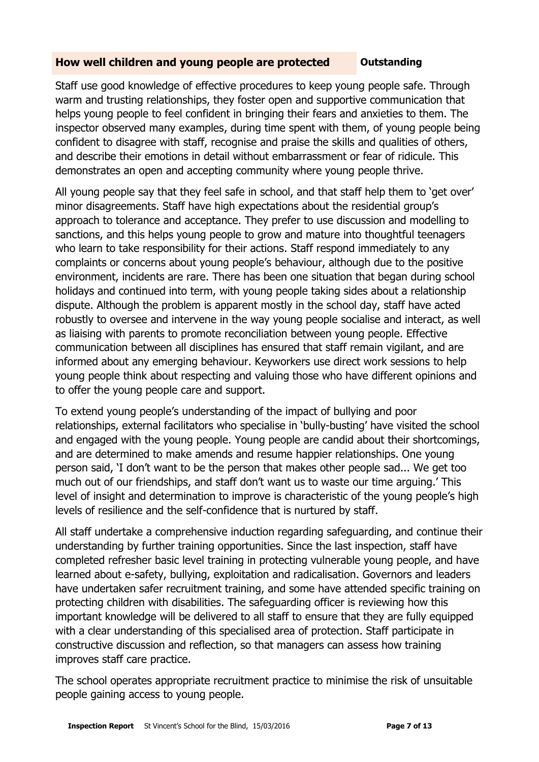## How well children and young people are protected — **Outstanding**

Staff use good knowledge of effective procedures to keep young people safe. Through warm and trusting relationships, they foster open and supportive communication that helps young people to feel confident in bringing their fears and anxieties to them. The inspector observed many examples, during time spent with them, of young people being confident to disagree with staff, recognise and praise the skills and qualities of others, and describe their emotions in detail without embarrassment or fear of ridicule. This demonstrates an open and accepting community where young people thrive.

All young people say that they feel safe in school, and that staff help them to 'get over' minor disagreements. Staff have high expectations about the residential group's approach to tolerance and acceptance. They prefer to use discussion and modelling to sanctions, and this helps young people to grow and mature into thoughtful teenagers who learn to take responsibility for their actions. Staff respond immediately to any complaints or concerns about young people's behaviour, although due to the positive environment, incidents are rare. There has been one situation that began during school holidays and continued into term, with young people taking sides about a relationship dispute. Although the problem is apparent mostly in the school day, staff have acted robustly to oversee and intervene in the way young people socialise and interact, as well as liaising with parents to promote reconciliation between young people. Effective communication between all disciplines has ensured that staff remain vigilant, and are informed about any emerging behaviour. Keyworkers use direct work sessions to help young people think about respecting and valuing those who have different opinions and to offer the young people care and support.

To extend young people's understanding of the impact of bullying and poor relationships, external facilitators who specialise in 'bully-busting' have visited the school and engaged with the young people. Young people are candid about their shortcomings, and are determined to make amends and resume happier relationships. One young person said, 'I don't want to be the person that makes other people sad... We get too much out of our friendships, and staff don't want us to waste our time arguing.' This level of insight and determination to improve is characteristic of the young people's high levels of resilience and the self-confidence that is nurtured by staff.

All staff undertake a comprehensive induction regarding safeguarding, and continue their understanding by further training opportunities. Since the last inspection, staff have completed refresher basic level training in protecting vulnerable young people, and have learned about e-safety, bullying, exploitation and radicalisation. Governors and leaders have undertaken safer recruitment training, and some have attended specific training on protecting children with disabilities. The safeguarding officer is reviewing how this important knowledge will be delivered to all staff to ensure that they are fully equipped with a clear understanding of this specialised area of protection. Staff participate in constructive discussion and reflection, so that managers can assess how training improves staff care practice.

The school operates appropriate recruitment practice to minimise the risk of unsuitable people gaining access to young people.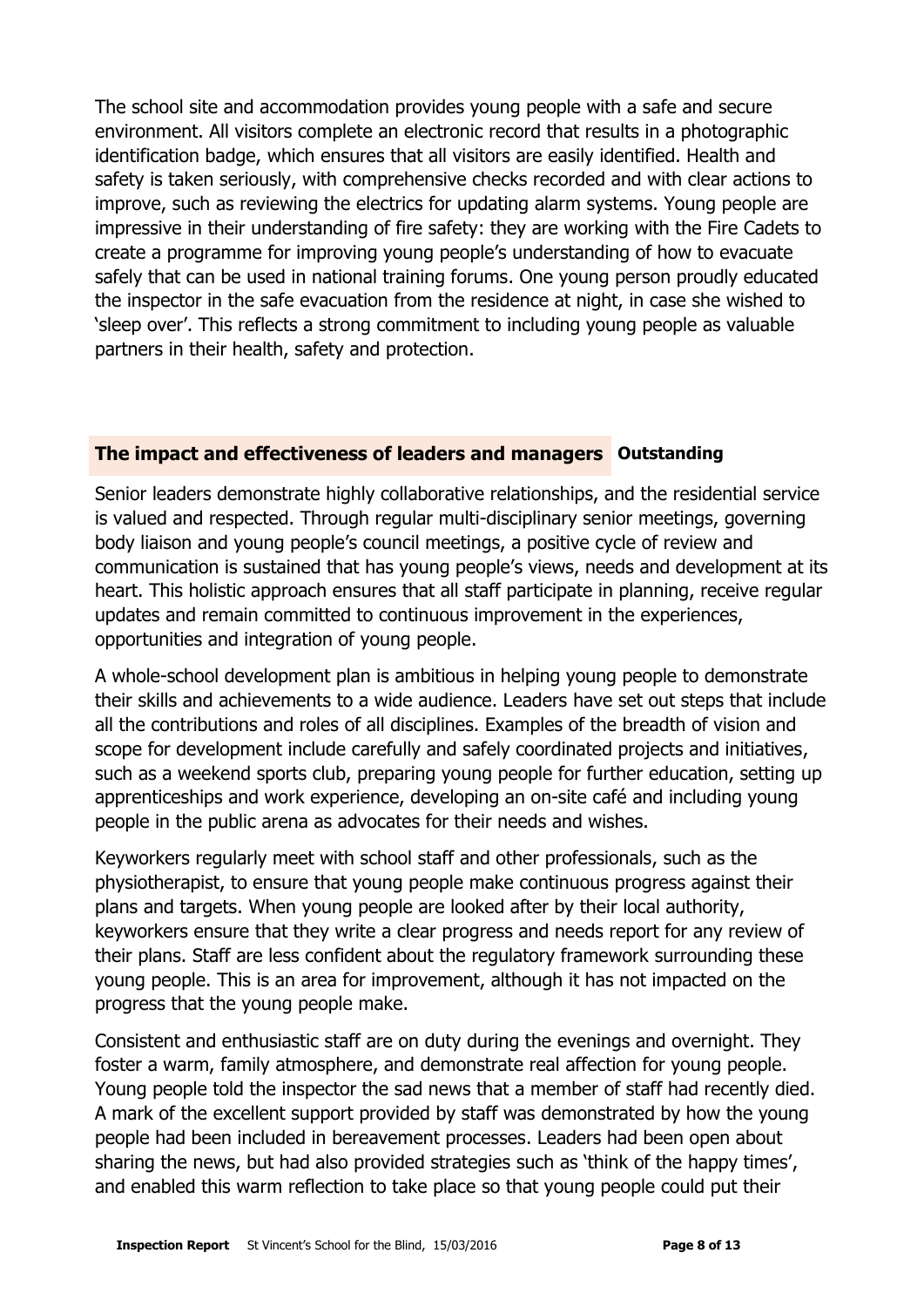The school site and accommodation provides young people with a safe and secure environment. All visitors complete an electronic record that results in a photographic identification badge, which ensures that all visitors are easily identified. Health and safety is taken seriously, with comprehensive checks recorded and with clear actions to improve, such as reviewing the electrics for updating alarm systems. Young people are impressive in their understanding of fire safety: they are working with the Fire Cadets to create a programme for improving young people's understanding of how to evacuate safely that can be used in national training forums. One young person proudly educated the inspector in the safe evacuation from the residence at night, in case she wished to 'sleep over'. This reflects a strong commitment to including young people as valuable partners in their health, safety and protection.

## The impact and effectiveness of leaders and managers **Outstanding**

Senior leaders demonstrate highly collaborative relationships, and the residential service is valued and respected. Through regular multi-disciplinary senior meetings, governing body liaison and young people's council meetings, a positive cycle of review and communication is sustained that has young people's views, needs and development at its heart. This holistic approach ensures that all staff participate in planning, receive regular updates and remain committed to continuous improvement in the experiences, opportunities and integration of young people.

A whole-school development plan is ambitious in helping young people to demonstrate their skills and achievements to a wide audience. Leaders have set out steps that include all the contributions and roles of all disciplines. Examples of the breadth of vision and scope for development include carefully and safely coordinated projects and initiatives, such as a weekend sports club, preparing young people for further education, setting up apprenticeships and work experience, developing an on-site café and including young people in the public arena as advocates for their needs and wishes.

Keyworkers regularly meet with school staff and other professionals, such as the physiotherapist, to ensure that young people make continuous progress against their plans and targets. When young people are looked after by their local authority, keyworkers ensure that they write a clear progress and needs report for any review of their plans. Staff are less confident about the regulatory framework surrounding these young people. This is an area for improvement, although it has not impacted on the progress that the young people make.

Consistent and enthusiastic staff are on duty during the evenings and overnight. They foster a warm, family atmosphere, and demonstrate real affection for young people. Young people told the inspector the sad news that a member of staff had recently died. A mark of the excellent support provided by staff was demonstrated by how the young people had been included in bereavement processes. Leaders had been open about sharing the news, but had also provided strategies such as 'think of the happy times', and enabled this warm reflection to take place so that young people could put their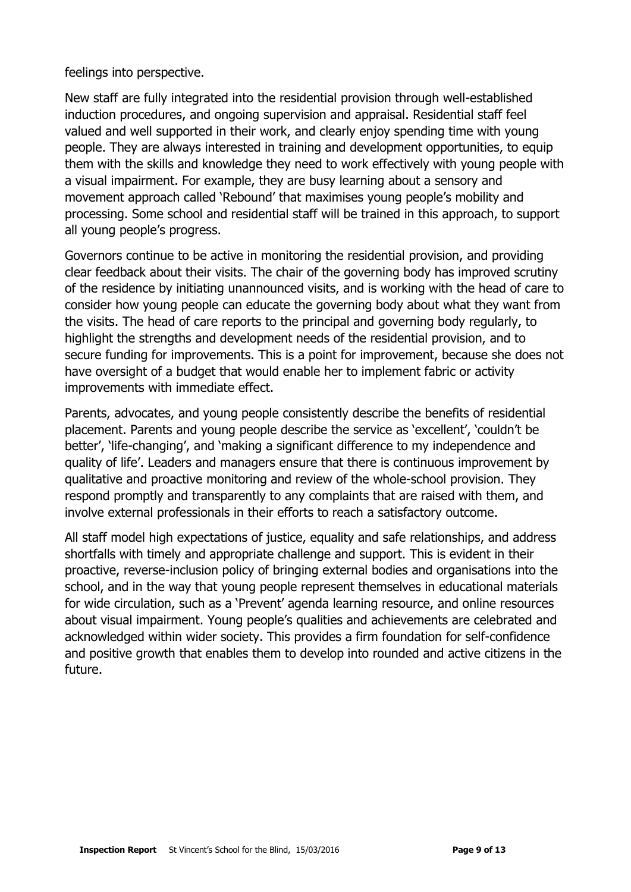feelings into perspective.

New staff are fully integrated into the residential provision through well-established induction procedures, and ongoing supervision and appraisal. Residential staff feel valued and well supported in their work, and clearly enjoy spending time with young people. They are always interested in training and development opportunities, to equip them with the skills and knowledge they need to work effectively with young people with a visual impairment. For example, they are busy learning about a sensory and movement approach called 'Rebound' that maximises young people's mobility and processing. Some school and residential staff will be trained in this approach, to support all young people's progress.

Governors continue to be active in monitoring the residential provision, and providing clear feedback about their visits. The chair of the governing body has improved scrutiny of the residence by initiating unannounced visits, and is working with the head of care to consider how young people can educate the governing body about what they want from the visits. The head of care reports to the principal and governing body regularly, to highlight the strengths and development needs of the residential provision, and to secure funding for improvements. This is a point for improvement, because she does not have oversight of a budget that would enable her to implement fabric or activity improvements with immediate effect.

Parents, advocates, and young people consistently describe the benefits of residential placement. Parents and young people describe the service as 'excellent', 'couldn't be better', 'life-changing', and 'making a significant difference to my independence and quality of life'. Leaders and managers ensure that there is continuous improvement by qualitative and proactive monitoring and review of the whole-school provision. They respond promptly and transparently to any complaints that are raised with them, and involve external professionals in their efforts to reach a satisfactory outcome.

All staff model high expectations of justice, equality and safe relationships, and address shortfalls with timely and appropriate challenge and support. This is evident in their proactive, reverse-inclusion policy of bringing external bodies and organisations into the school, and in the way that young people represent themselves in educational materials for wide circulation, such as a 'Prevent' agenda learning resource, and online resources about visual impairment. Young people's qualities and achievements are celebrated and acknowledged within wider society. This provides a firm foundation for self-confidence and positive growth that enables them to develop into rounded and active citizens in the future.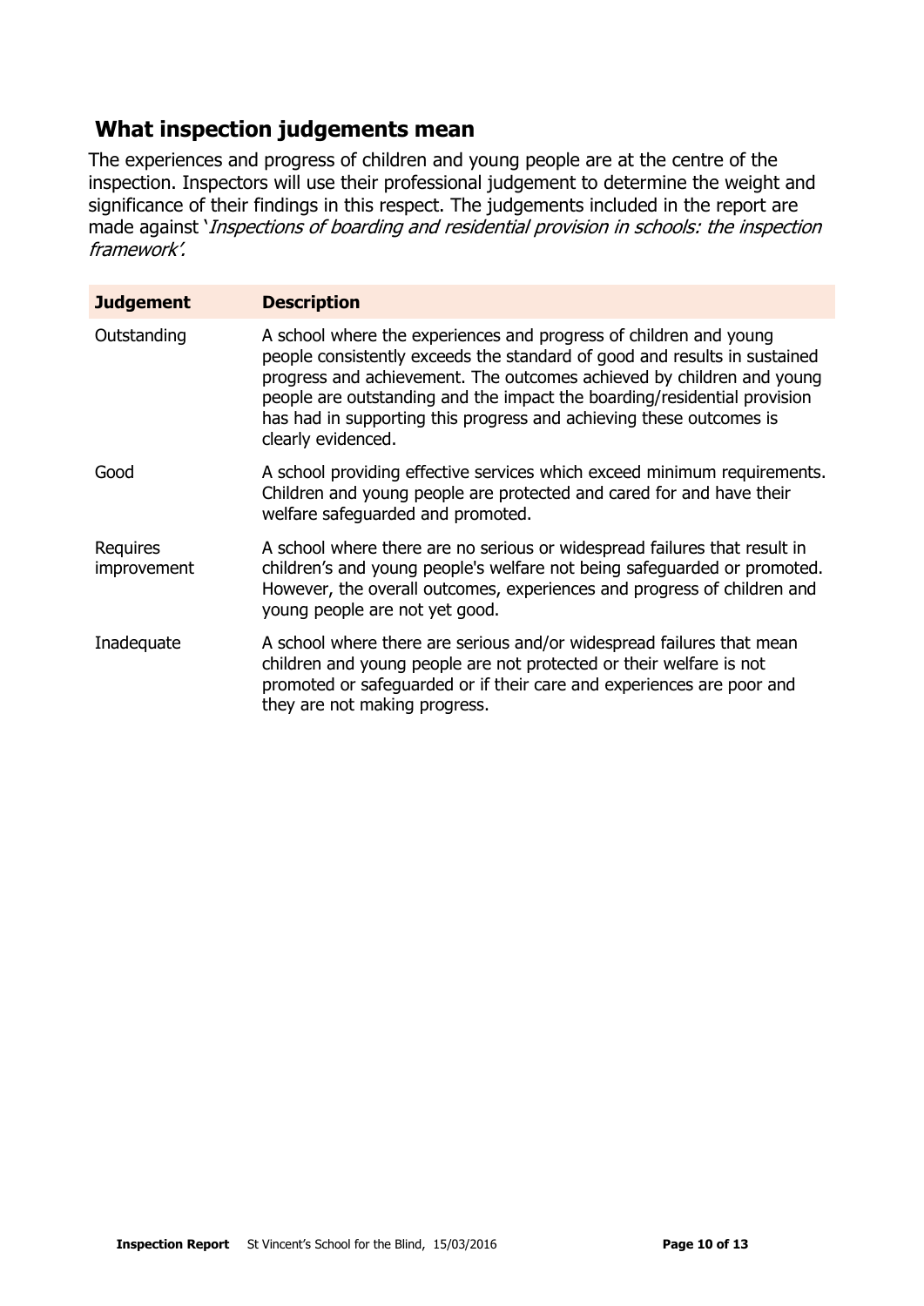## What inspection judgements mean

The experiences and progress of children and young people are at the centre of the inspection. Inspectors will use their professional judgement to determine the weight and significance of their findings in this respect. The judgements included in the report are made against '*Inspections of boarding and residential provision in schools: the inspection framework'.*

| **Judgement** | **Description** |
|---|---|
| Outstanding | A school where the experiences and progress of children and young people consistently exceeds the standard of good and results in sustained progress and achievement. The outcomes achieved by children and young people are outstanding and the impact the boarding/residential provision has had in supporting this progress and achieving these outcomes is clearly evidenced. |
| Good | A school providing effective services which exceed minimum requirements. Children and young people are protected and cared for and have their welfare safeguarded and promoted. |
| Requires improvement | A school where there are no serious or widespread failures that result in children's and young people's welfare not being safeguarded or promoted. However, the overall outcomes, experiences and progress of children and young people are not yet good. |
| Inadequate | A school where there are serious and/or widespread failures that mean children and young people are not protected or their welfare is not promoted or safeguarded or if their care and experiences are poor and they are not making progress. |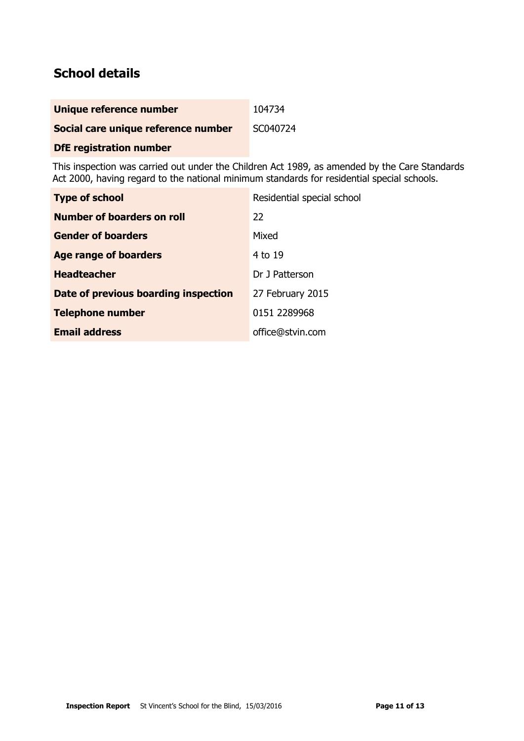## School details

| | |
|---|---|
| **Unique reference number** | 104734 |
| **Social care unique reference number** | SC040724 |
| **DfE registration number** | |

This inspection was carried out under the Children Act 1989, as amended by the Care Standards Act 2000, having regard to the national minimum standards for residential special schools.

| | |
|---|---|
| **Type of school** | Residential special school |
| **Number of boarders on roll** | 22 |
| **Gender of boarders** | Mixed |
| **Age range of boarders** | 4 to 19 |
| **Headteacher** | Dr J Patterson |
| **Date of previous boarding inspection** | 27 February 2015 |
| **Telephone number** | 0151 2289968 |
| **Email address** | office@stvin.com |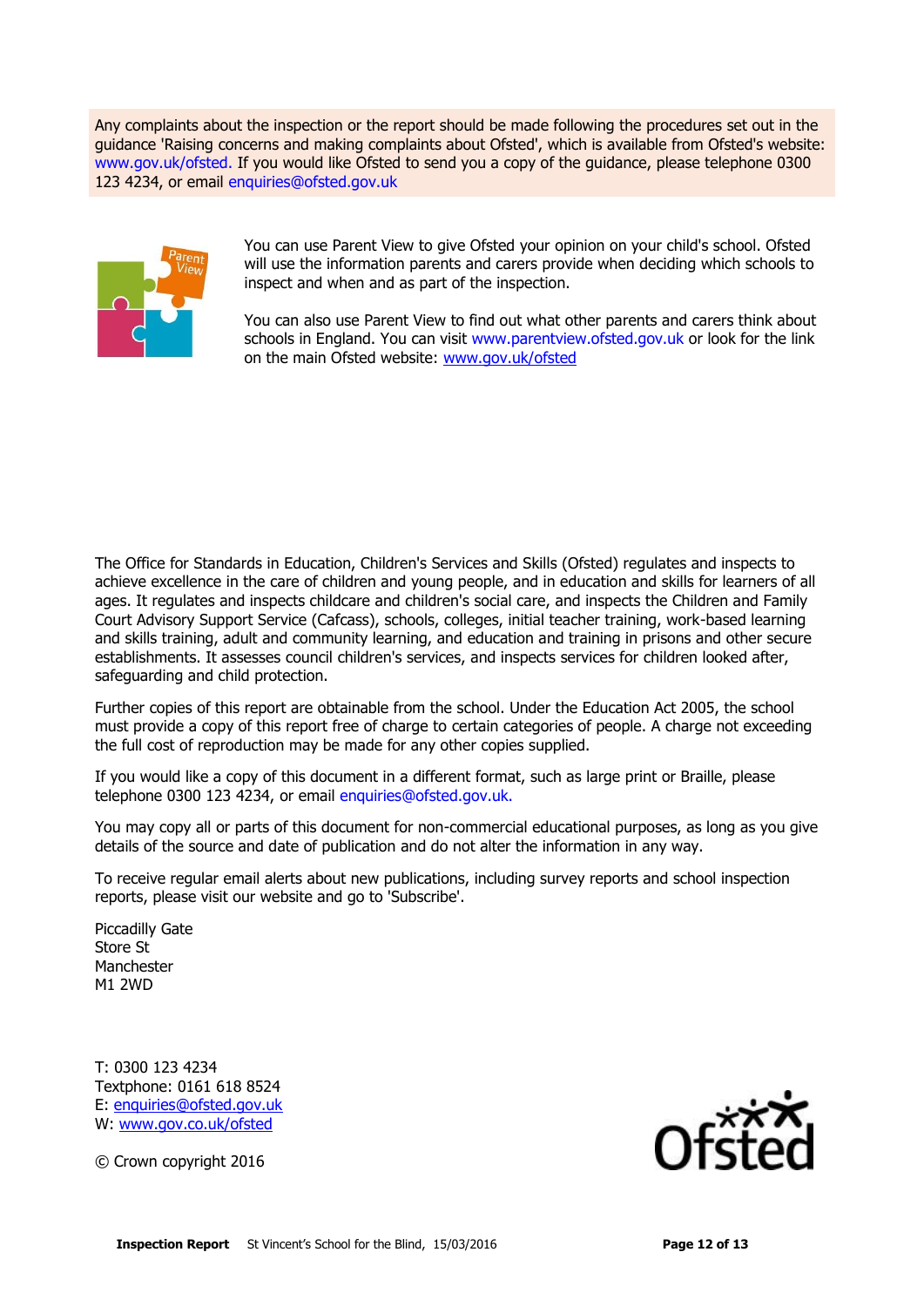Any complaints about the inspection or the report should be made following the procedures set out in the guidance 'Raising concerns and making complaints about Ofsted', which is available from Ofsted's website: www.gov.uk/ofsted. If you would like Ofsted to send you a copy of the guidance, please telephone 0300 123 4234, or email enquiries@ofsted.gov.uk

You can use Parent View to give Ofsted your opinion on your child's school. Ofsted will use the information parents and carers provide when deciding which schools to inspect and when and as part of the inspection.

You can also use Parent View to find out what other parents and carers think about schools in England. You can visit www.parentview.ofsted.gov.uk or look for the link on the main Ofsted website: www.gov.uk/ofsted

The Office for Standards in Education, Children's Services and Skills (Ofsted) regulates and inspects to achieve excellence in the care of children and young people, and in education and skills for learners of all ages. It regulates and inspects childcare and children's social care, and inspects the Children and Family Court Advisory Support Service (Cafcass), schools, colleges, initial teacher training, work-based learning and skills training, adult and community learning, and education and training in prisons and other secure establishments. It assesses council children's services, and inspects services for children looked after, safeguarding and child protection.

Further copies of this report are obtainable from the school. Under the Education Act 2005, the school must provide a copy of this report free of charge to certain categories of people. A charge not exceeding the full cost of reproduction may be made for any other copies supplied.

If you would like a copy of this document in a different format, such as large print or Braille, please telephone 0300 123 4234, or email enquiries@ofsted.gov.uk.

You may copy all or parts of this document for non-commercial educational purposes, as long as you give details of the source and date of publication and do not alter the information in any way.

To receive regular email alerts about new publications, including survey reports and school inspection reports, please visit our website and go to 'Subscribe'.

Piccadilly Gate
Store St
Manchester
M1 2WD

T: 0300 123 4234
Textphone: 0161 618 8524
E: enquiries@ofsted.gov.uk
W: www.gov.co.uk/ofsted

© Crown copyright 2016